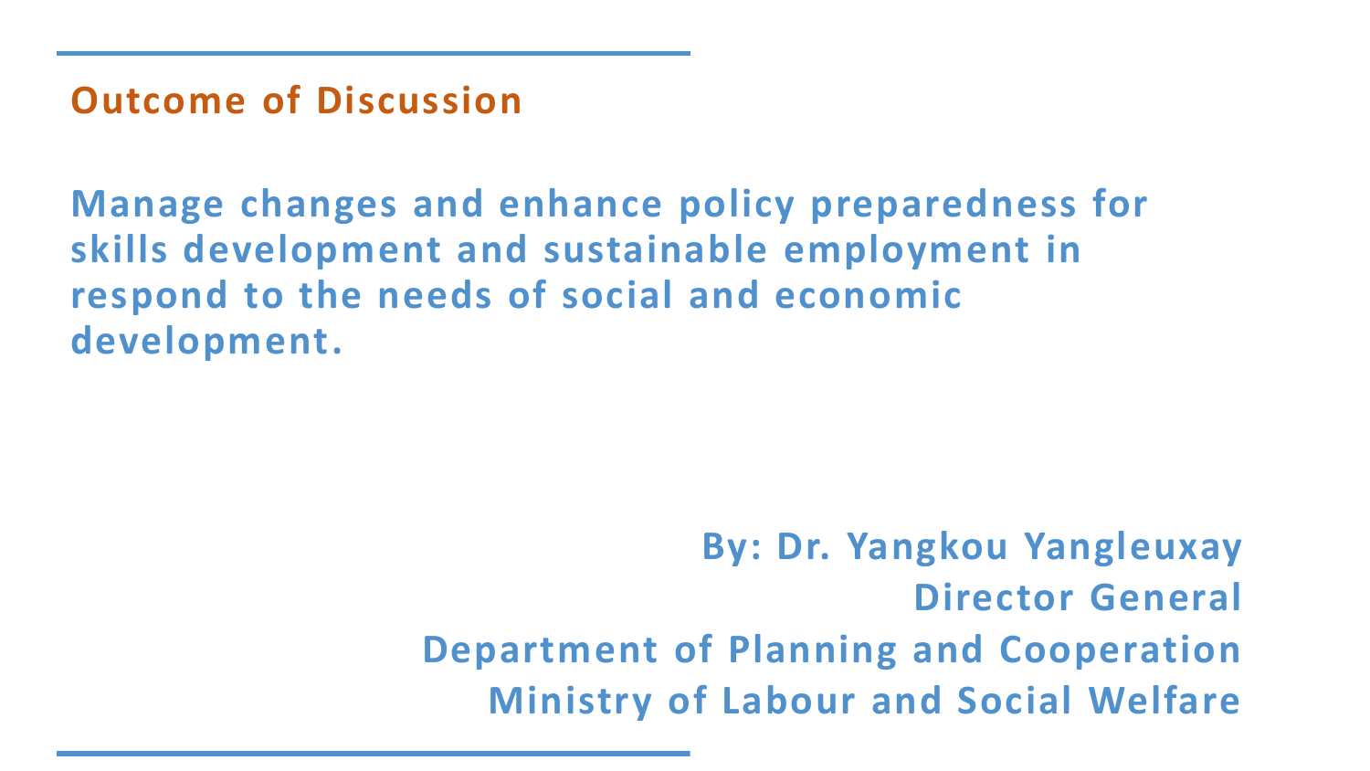## Outcome of Discussion

# Manage changes and enhance policy preparedness for skills development and sustainable employment in respond to the needs of social and economic development.

**By: Dr. Yangkou Yangleuxay**
**Director General**
**Department of Planning and Cooperation**
**Ministry of Labour and Social Welfare**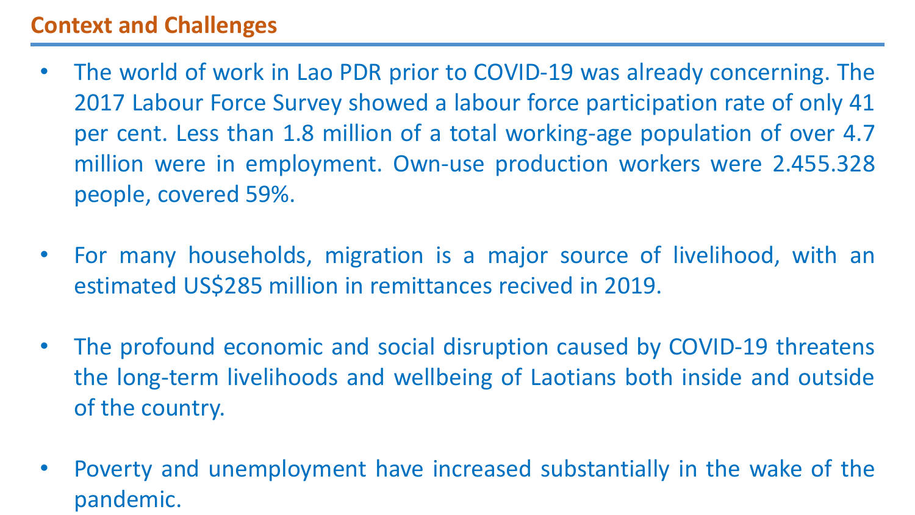## Context and Challenges

- The world of work in Lao PDR prior to COVID-19 was already concerning. The 2017 Labour Force Survey showed a labour force participation rate of only 41 per cent. Less than 1.8 million of a total working-age population of over 4.7 million were in employment. Own-use production workers were 2.455.328 people, covered 59%.
- For many households, migration is a major source of livelihood, with an estimated US$285 million in remittances recived in 2019.
- The profound economic and social disruption caused by COVID-19 threatens the long-term livelihoods and wellbeing of Laotians both inside and outside of the country.
- Poverty and unemployment have increased substantially in the wake of the pandemic.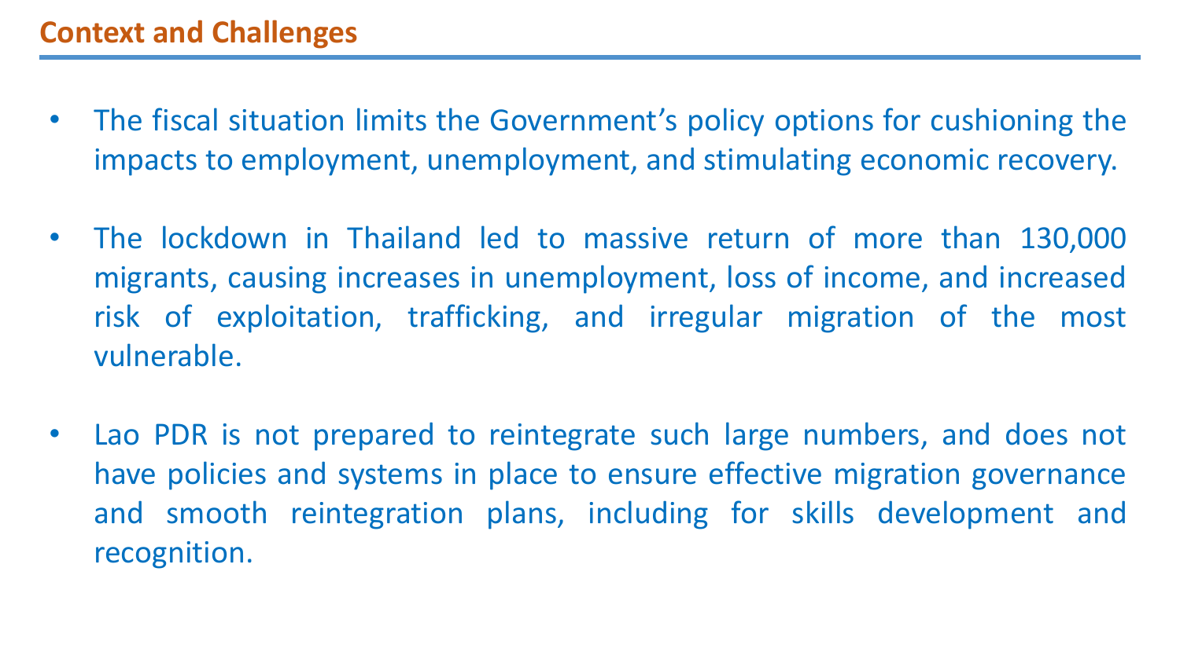## Context and Challenges

- The fiscal situation limits the Government's policy options for cushioning the impacts to employment, unemployment, and stimulating economic recovery.

- The lockdown in Thailand led to massive return of more than 130,000 migrants, causing increases in unemployment, loss of income, and increased risk of exploitation, trafficking, and irregular migration of the most vulnerable.

- Lao PDR is not prepared to reintegrate such large numbers, and does not have policies and systems in place to ensure effective migration governance and smooth reintegration plans, including for skills development and recognition.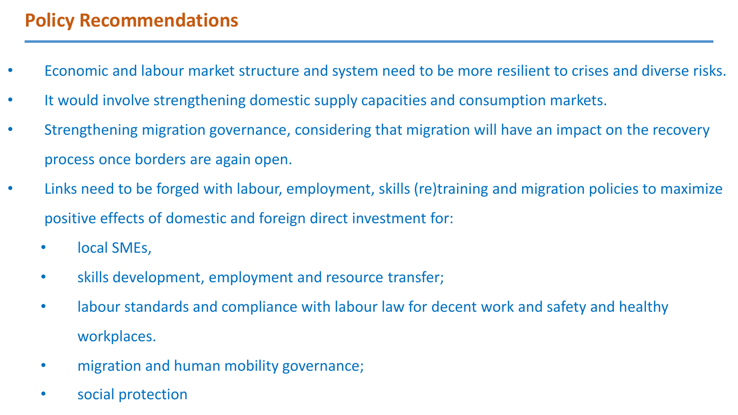## Policy Recommendations

- Economic and labour market structure and system need to be more resilient to crises and diverse risks.
- It would involve strengthening domestic supply capacities and consumption markets.
- Strengthening migration governance, considering that migration will have an impact on the recovery process once borders are again open.
- Links need to be forged with labour, employment, skills (re)training and migration policies to maximize positive effects of domestic and foreign direct investment for:
  - local SMEs,
  - skills development, employment and resource transfer;
  - labour standards and compliance with labour law for decent work and safety and healthy workplaces.
  - migration and human mobility governance;
  - social protection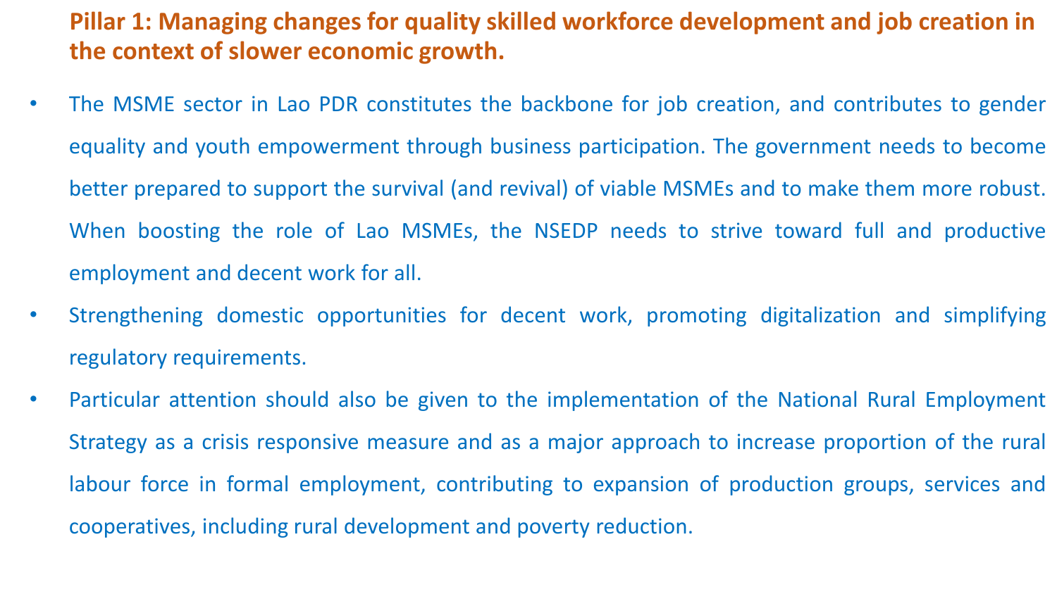## Pillar 1: Managing changes for quality skilled workforce development and job creation in the context of slower economic growth.

- The MSME sector in Lao PDR constitutes the backbone for job creation, and contributes to gender equality and youth empowerment through business participation. The government needs to become better prepared to support the survival (and revival) of viable MSMEs and to make them more robust. When boosting the role of Lao MSMEs, the NSEDP needs to strive toward full and productive employment and decent work for all.
- Strengthening domestic opportunities for decent work, promoting digitalization and simplifying regulatory requirements.
- Particular attention should also be given to the implementation of the National Rural Employment Strategy as a crisis responsive measure and as a major approach to increase proportion of the rural labour force in formal employment, contributing to expansion of production groups, services and cooperatives, including rural development and poverty reduction.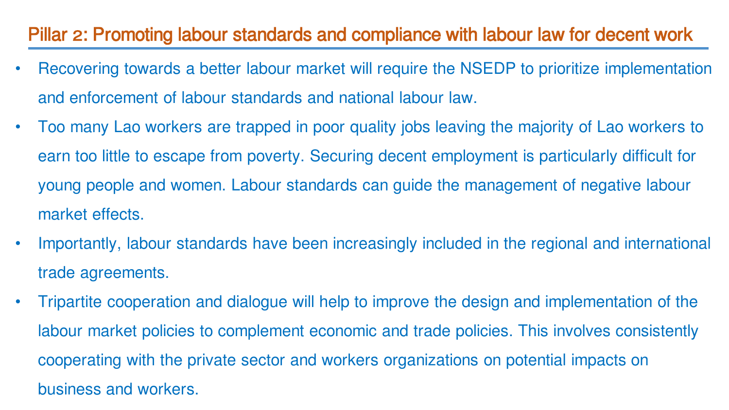## Pillar 2: Promoting labour standards and compliance with labour law for decent work

- Recovering towards a better labour market will require the NSEDP to prioritize implementation and enforcement of labour standards and national labour law.
- Too many Lao workers are trapped in poor quality jobs leaving the majority of Lao workers to earn too little to escape from poverty. Securing decent employment is particularly difficult for young people and women. Labour standards can guide the management of negative labour market effects.
- Importantly, labour standards have been increasingly included in the regional and international trade agreements.
- Tripartite cooperation and dialogue will help to improve the design and implementation of the labour market policies to complement economic and trade policies. This involves consistently cooperating with the private sector and workers organizations on potential impacts on business and workers.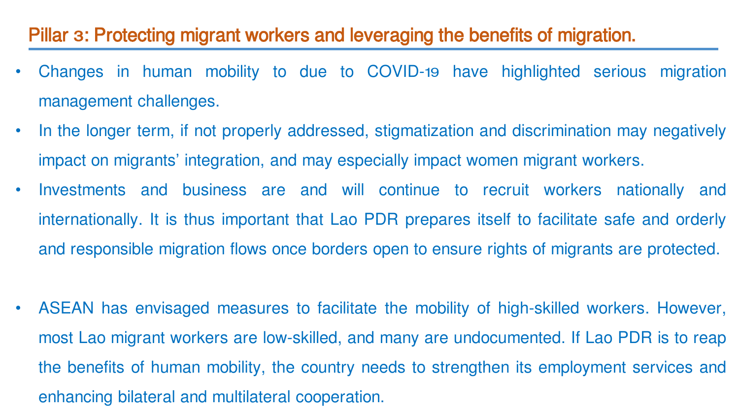## Pillar 3: Protecting migrant workers and leveraging the benefits of migration.

- Changes in human mobility to due to COVID-19 have highlighted serious migration management challenges.
- In the longer term, if not properly addressed, stigmatization and discrimination may negatively impact on migrants' integration, and may especially impact women migrant workers.
- Investments and business are and will continue to recruit workers nationally and internationally. It is thus important that Lao PDR prepares itself to facilitate safe and orderly and responsible migration flows once borders open to ensure rights of migrants are protected.

- ASEAN has envisaged measures to facilitate the mobility of high-skilled workers. However, most Lao migrant workers are low-skilled, and many are undocumented. If Lao PDR is to reap the benefits of human mobility, the country needs to strengthen its employment services and enhancing bilateral and multilateral cooperation.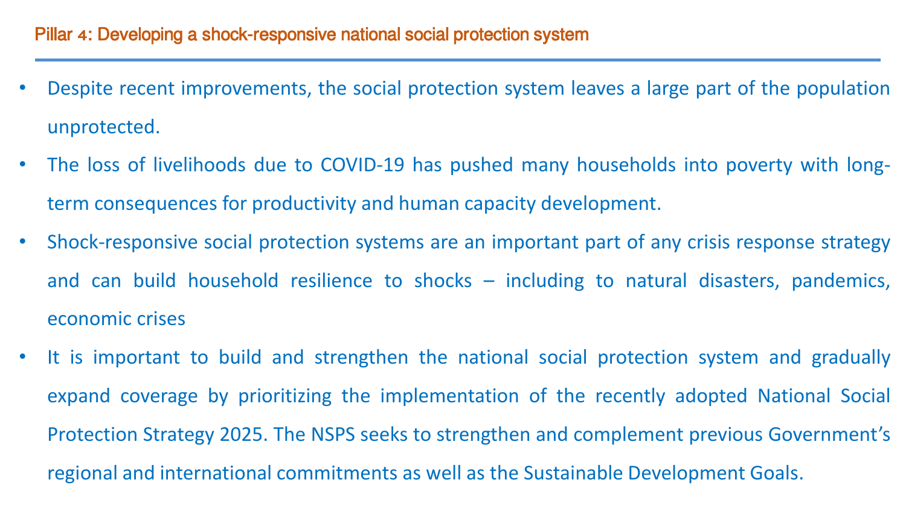## Pillar 4: Developing a shock-responsive national social protection system

- Despite recent improvements, the social protection system leaves a large part of the population unprotected.
- The loss of livelihoods due to COVID-19 has pushed many households into poverty with long-term consequences for productivity and human capacity development.
- Shock-responsive social protection systems are an important part of any crisis response strategy and can build household resilience to shocks – including to natural disasters, pandemics, economic crises
- It is important to build and strengthen the national social protection system and gradually expand coverage by prioritizing the implementation of the recently adopted National Social Protection Strategy 2025. The NSPS seeks to strengthen and complement previous Government's regional and international commitments as well as the Sustainable Development Goals.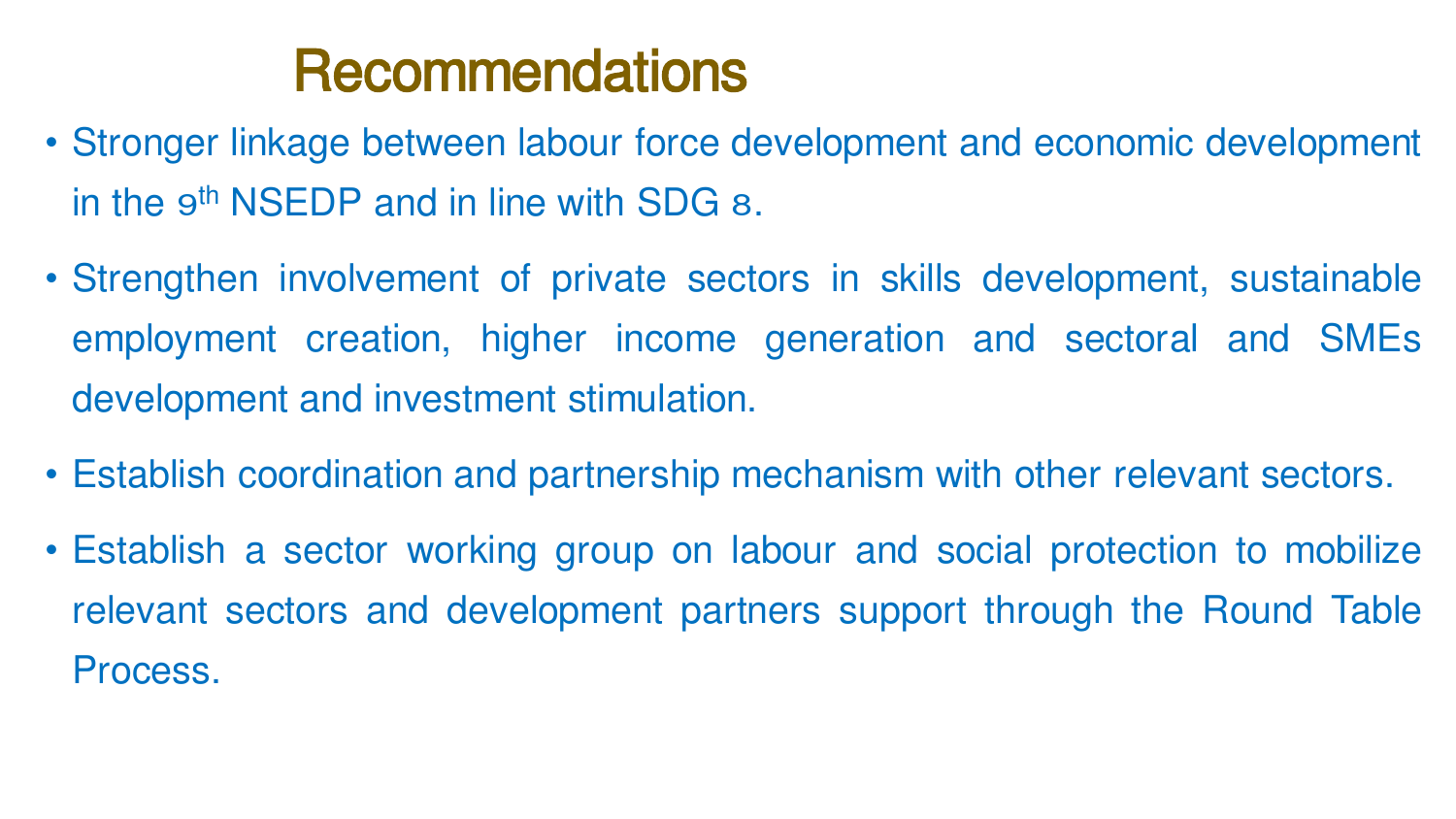# Recommendations

- Stronger linkage between labour force development and economic development in the 9th NSEDP and in line with SDG 8.
- Strengthen involvement of private sectors in skills development, sustainable employment creation, higher income generation and sectoral and SMEs development and investment stimulation.
- Establish coordination and partnership mechanism with other relevant sectors.
- Establish a sector working group on labour and social protection to mobilize relevant sectors and development partners support through the Round Table Process.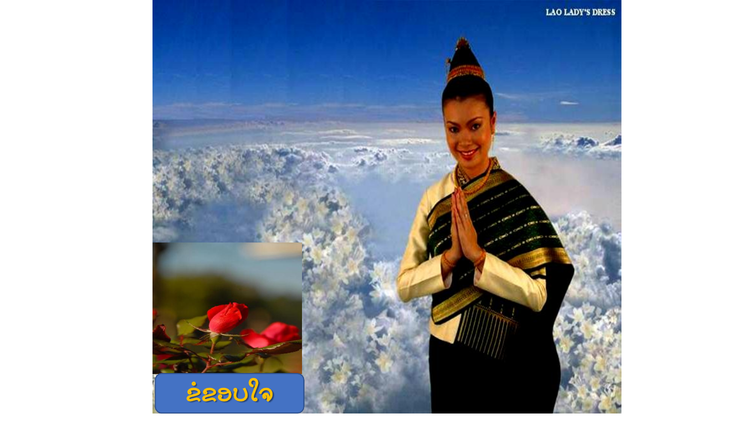LAO LADY'S DRESS

ຂໍຂອບໃຈ